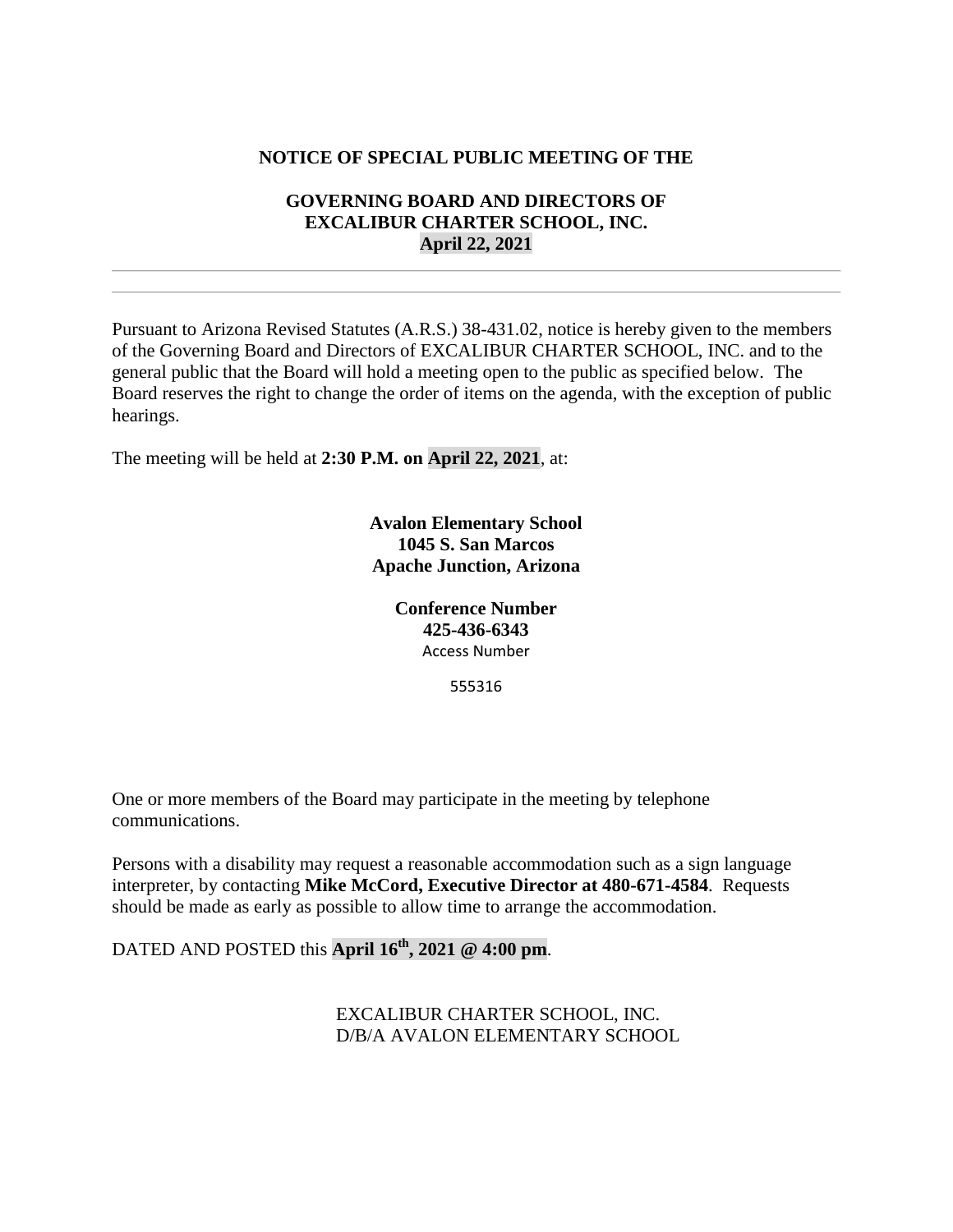**NOTICE OF SPECIAL PUBLIC MEETING OF THE**

**GOVERNING BOARD AND DIRECTORS OF**
**EXCALIBUR CHARTER SCHOOL, INC.**
**April 22, 2021**

---

Pursuant to Arizona Revised Statutes (A.R.S.) 38-431.02, notice is hereby given to the members of the Governing Board and Directors of EXCALIBUR CHARTER SCHOOL, INC. and to the general public that the Board will hold a meeting open to the public as specified below. The Board reserves the right to change the order of items on the agenda, with the exception of public hearings.

The meeting will be held at **2:30 P.M. on April 22, 2021**, at:

**Avalon Elementary School**
**1045 S. San Marcos**
**Apache Junction, Arizona**

**Conference Number**
**425-436-6343**
Access Number

555316

One or more members of the Board may participate in the meeting by telephone communications.

Persons with a disability may request a reasonable accommodation such as a sign language interpreter, by contacting **Mike McCord, Executive Director at 480-671-4584**. Requests should be made as early as possible to allow time to arrange the accommodation.

DATED AND POSTED this **April 16th, 2021 @ 4:00 pm**.

EXCALIBUR CHARTER SCHOOL, INC.
D/B/A AVALON ELEMENTARY SCHOOL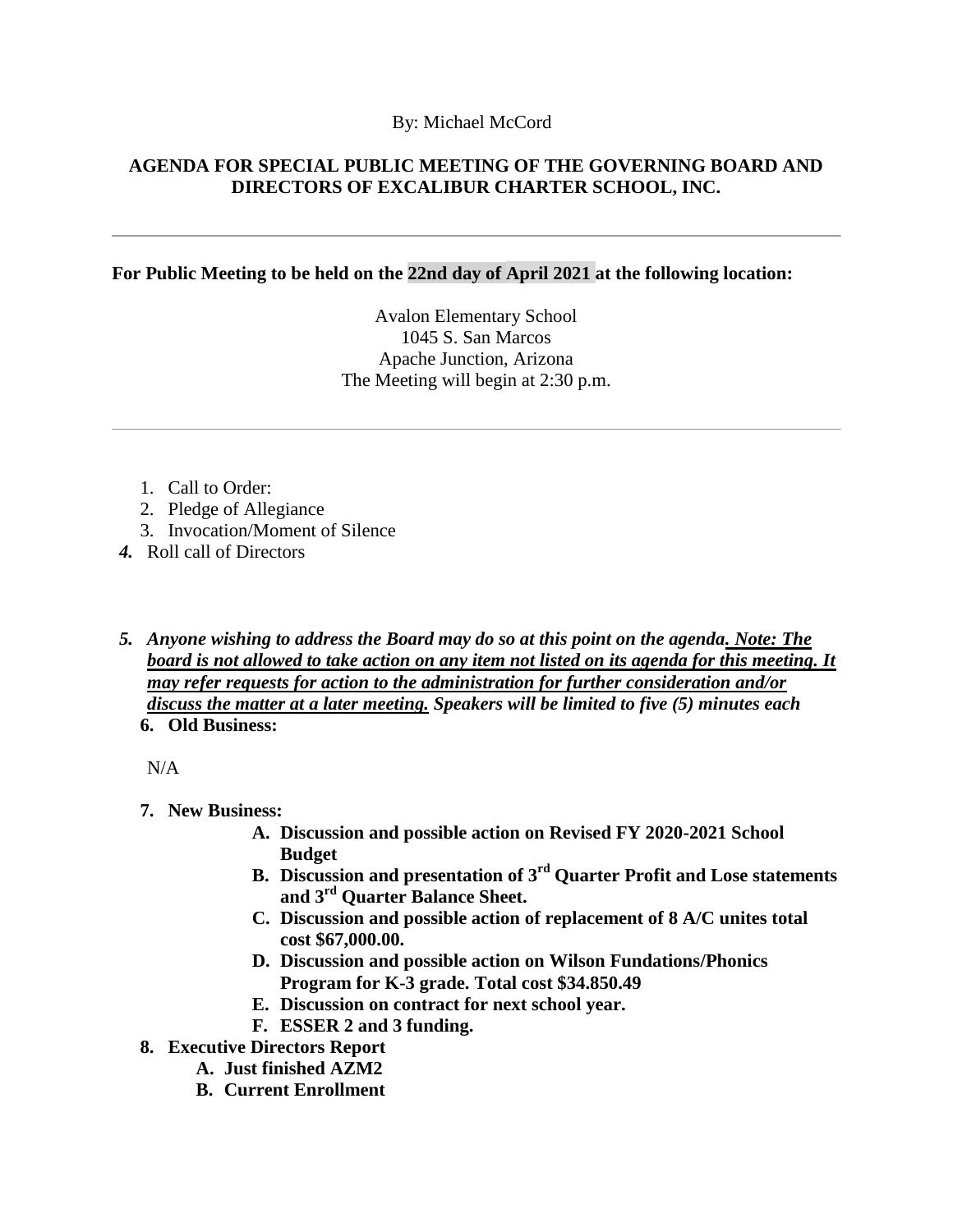By: Michael McCord

**AGENDA FOR SPECIAL PUBLIC MEETING OF THE GOVERNING BOARD AND DIRECTORS OF EXCALIBUR CHARTER SCHOOL, INC.**

---

**For Public Meeting to be held on the 22nd day of April 2021 at the following location:**

Avalon Elementary School
1045 S. San Marcos
Apache Junction, Arizona
The Meeting will begin at 2:30 p.m.

---

1. Call to Order:
2. Pledge of Allegiance
3. Invocation/Moment of Silence
4. Roll call of Directors

5. ***Anyone wishing to address the Board may do so at this point on the agenda. Note: The board is not allowed to take action on any item not listed on its agenda for this meeting. It may refer requests for action to the administration for further consideration and/or discuss the matter at a later meeting. Speakers will be limited to five (5) minutes each***
6. **Old Business:**

   N/A

7. **New Business:**
   - **A. Discussion and possible action on Revised FY 2020-2021 School Budget**
   - **B. Discussion and presentation of 3rd Quarter Profit and Lose statements and 3rd Quarter Balance Sheet.**
   - **C. Discussion and possible action of replacement of 8 A/C unites total cost $67,000.00.**
   - **D. Discussion and possible action on Wilson Fundations/Phonics Program for K-3 grade. Total cost $34.850.49**
   - **E. Discussion on contract for next school year.**
   - **F. ESSER 2 and 3 funding.**
8. **Executive Directors Report**
   - **A. Just finished AZM2**
   - **B. Current Enrollment**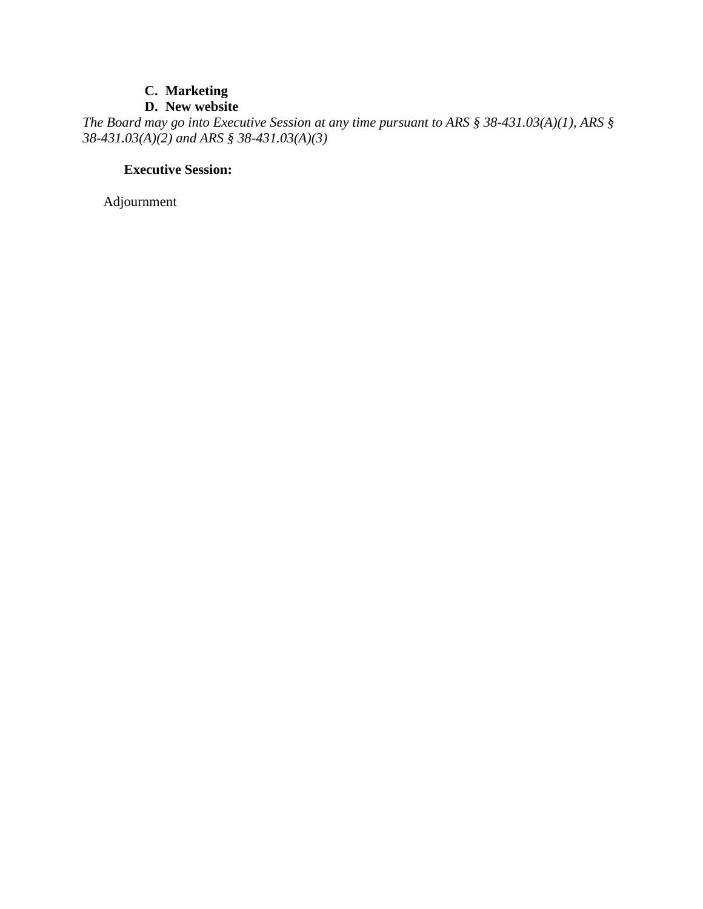C. **Marketing**
D. **New website**

*The Board may go into Executive Session at any time pursuant to ARS § 38-431.03(A)(1), ARS § 38-431.03(A)(2) and ARS § 38-431.03(A)(3)*

**Executive Session:**

Adjournment